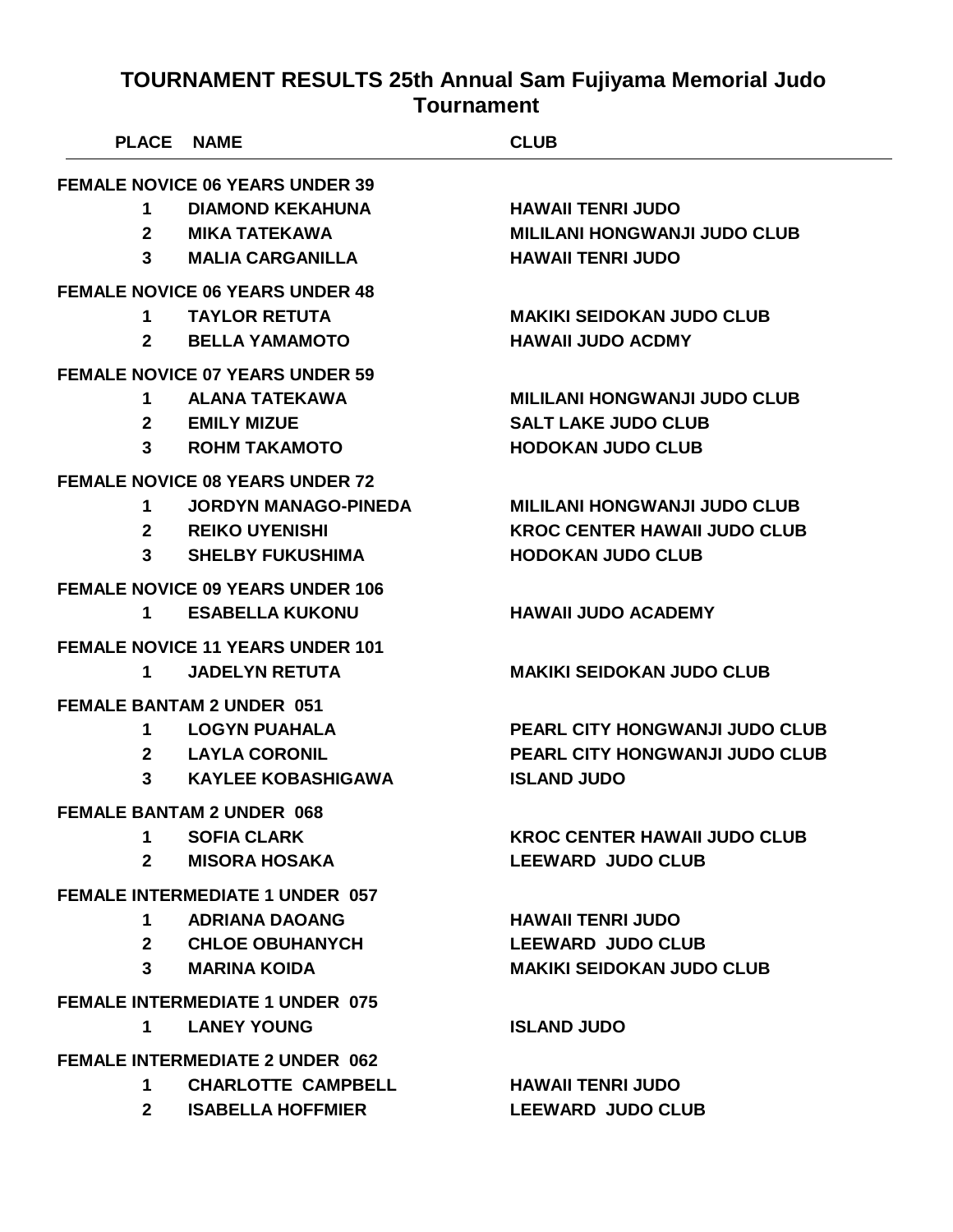# TOURNAMENT RESULTS 25th Annual Sam Fujiyama Memorial Judo Tournament

| PLACE | NAME | CLUB |
|---|---|---|
| **FEMALE NOVICE 06 YEARS UNDER 39** | | |
| 1 | DIAMOND KEKAHUNA | HAWAII TENRI JUDO |
| 2 | MIKA TATEKAWA | MILILANI HONGWANJI JUDO CLUB |
| 3 | MALIA CARGANILLA | HAWAII TENRI JUDO |
| **FEMALE NOVICE 06 YEARS UNDER 48** | | |
| 1 | TAYLOR RETUTA | MAKIKI SEIDOKAN JUDO CLUB |
| 2 | BELLA YAMAMOTO | HAWAII JUDO ACDMY |
| **FEMALE NOVICE 07 YEARS UNDER 59** | | |
| 1 | ALANA TATEKAWA | MILILANI HONGWANJI JUDO CLUB |
| 2 | EMILY MIZUE | SALT LAKE JUDO CLUB |
| 3 | ROHM TAKAMOTO | HODOKAN JUDO CLUB |
| **FEMALE NOVICE 08 YEARS UNDER 72** | | |
| 1 | JORDYN MANAGO-PINEDA | MILILANI HONGWANJI JUDO CLUB |
| 2 | REIKO UYENISHI | KROC CENTER HAWAII JUDO CLUB |
| 3 | SHELBY FUKUSHIMA | HODOKAN JUDO CLUB |
| **FEMALE NOVICE 09 YEARS UNDER 106** | | |
| 1 | ESABELLA KUKONU | HAWAII JUDO ACADEMY |
| **FEMALE NOVICE 11 YEARS UNDER 101** | | |
| 1 | JADELYN RETUTA | MAKIKI SEIDOKAN JUDO CLUB |
| **FEMALE BANTAM 2 UNDER 051** | | |
| 1 | LOGYN PUAHALA | PEARL CITY HONGWANJI JUDO CLUB |
| 2 | LAYLA CORONIL | PEARL CITY HONGWANJI JUDO CLUB |
| 3 | KAYLEE KOBASHIGAWA | ISLAND JUDO |
| **FEMALE BANTAM 2 UNDER 068** | | |
| 1 | SOFIA CLARK | KROC CENTER HAWAII JUDO CLUB |
| 2 | MISORA HOSAKA | LEEWARD JUDO CLUB |
| **FEMALE INTERMEDIATE 1 UNDER 057** | | |
| 1 | ADRIANA DAOANG | HAWAII TENRI JUDO |
| 2 | CHLOE OBUHANYCH | LEEWARD JUDO CLUB |
| 3 | MARINA KOIDA | MAKIKI SEIDOKAN JUDO CLUB |
| **FEMALE INTERMEDIATE 1 UNDER 075** | | |
| 1 | LANEY YOUNG | ISLAND JUDO |
| **FEMALE INTERMEDIATE 2 UNDER 062** | | |
| 1 | CHARLOTTE CAMPBELL | HAWAII TENRI JUDO |
| 2 | ISABELLA HOFFMIER | LEEWARD JUDO CLUB |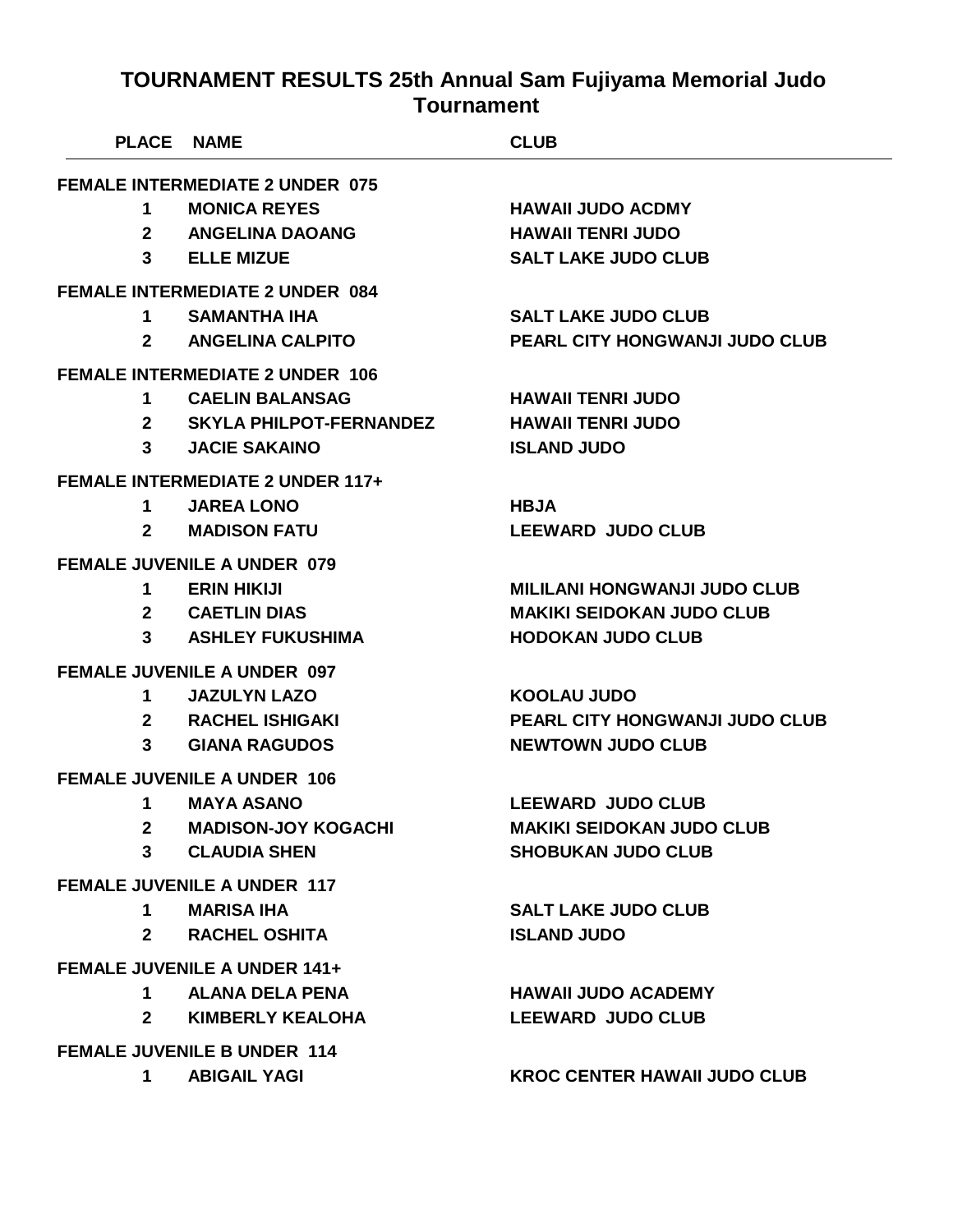# TOURNAMENT RESULTS 25th Annual Sam Fujiyama Memorial Judo Tournament

| PLACE | NAME | CLUB |
|---|---|---|
| **FEMALE INTERMEDIATE 2 UNDER 075** | | |
| 1 | MONICA REYES | HAWAII JUDO ACDMY |
| 2 | ANGELINA DAOANG | HAWAII TENRI JUDO |
| 3 | ELLE MIZUE | SALT LAKE JUDO CLUB |
| **FEMALE INTERMEDIATE 2 UNDER 084** | | |
| 1 | SAMANTHA IHA | SALT LAKE JUDO CLUB |
| 2 | ANGELINA CALPITO | PEARL CITY HONGWANJI JUDO CLUB |
| **FEMALE INTERMEDIATE 2 UNDER 106** | | |
| 1 | CAELIN BALANSAG | HAWAII TENRI JUDO |
| 2 | SKYLA PHILPOT-FERNANDEZ | HAWAII TENRI JUDO |
| 3 | JACIE SAKAINO | ISLAND JUDO |
| **FEMALE INTERMEDIATE 2 UNDER 117+** | | |
| 1 | JAREA LONO | HBJA |
| 2 | MADISON FATU | LEEWARD JUDO CLUB |
| **FEMALE JUVENILE A UNDER 079** | | |
| 1 | ERIN HIKIJI | MILILANI HONGWANJI JUDO CLUB |
| 2 | CAETLIN DIAS | MAKIKI SEIDOKAN JUDO CLUB |
| 3 | ASHLEY FUKUSHIMA | HODOKAN JUDO CLUB |
| **FEMALE JUVENILE A UNDER 097** | | |
| 1 | JAZULYN LAZO | KOOLAU JUDO |
| 2 | RACHEL ISHIGAKI | PEARL CITY HONGWANJI JUDO CLUB |
| 3 | GIANA RAGUDOS | NEWTOWN JUDO CLUB |
| **FEMALE JUVENILE A UNDER 106** | | |
| 1 | MAYA ASANO | LEEWARD JUDO CLUB |
| 2 | MADISON-JOY KOGACHI | MAKIKI SEIDOKAN JUDO CLUB |
| 3 | CLAUDIA SHEN | SHOBUKAN JUDO CLUB |
| **FEMALE JUVENILE A UNDER 117** | | |
| 1 | MARISA IHA | SALT LAKE JUDO CLUB |
| 2 | RACHEL OSHITA | ISLAND JUDO |
| **FEMALE JUVENILE A UNDER 141+** | | |
| 1 | ALANA DELA PENA | HAWAII JUDO ACADEMY |
| 2 | KIMBERLY KEALOHA | LEEWARD JUDO CLUB |
| **FEMALE JUVENILE B UNDER 114** | | |
| 1 | ABIGAIL YAGI | KROC CENTER HAWAII JUDO CLUB |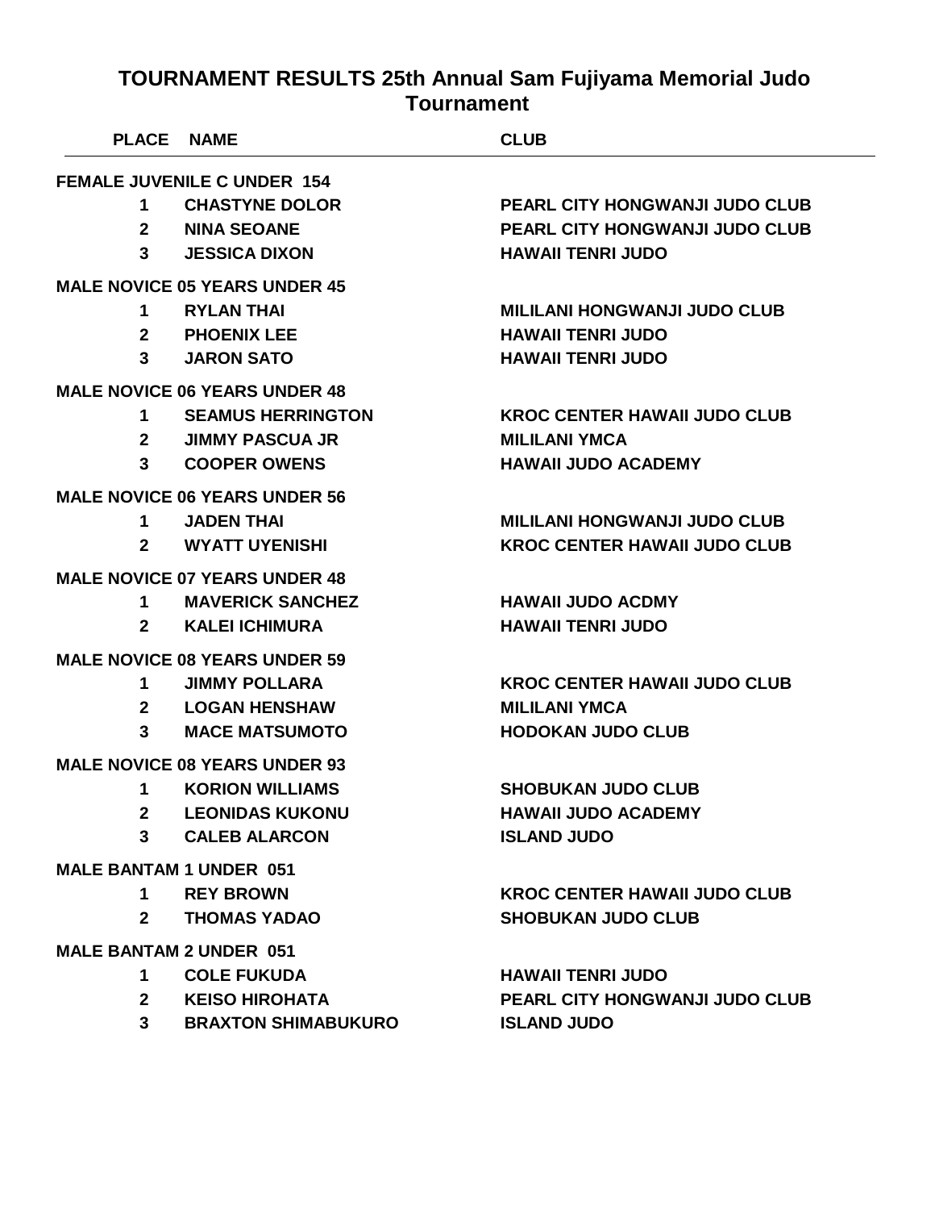# TOURNAMENT RESULTS 25th Annual Sam Fujiyama Memorial Judo Tournament

| PLACE | NAME | CLUB |
|---|---|---|
| **FEMALE JUVENILE C UNDER 154** | | |
| 1 | CHASTYNE DOLOR | PEARL CITY HONGWANJI JUDO CLUB |
| 2 | NINA SEOANE | PEARL CITY HONGWANJI JUDO CLUB |
| 3 | JESSICA DIXON | HAWAII TENRI JUDO |
| **MALE NOVICE 05 YEARS UNDER 45** | | |
| 1 | RYLAN THAI | MILILANI HONGWANJI JUDO CLUB |
| 2 | PHOENIX LEE | HAWAII TENRI JUDO |
| 3 | JARON SATO | HAWAII TENRI JUDO |
| **MALE NOVICE 06 YEARS UNDER 48** | | |
| 1 | SEAMUS HERRINGTON | KROC CENTER HAWAII JUDO CLUB |
| 2 | JIMMY PASCUA JR | MILILANI YMCA |
| 3 | COOPER OWENS | HAWAII JUDO ACADEMY |
| **MALE NOVICE 06 YEARS UNDER 56** | | |
| 1 | JADEN THAI | MILILANI HONGWANJI JUDO CLUB |
| 2 | WYATT UYENISHI | KROC CENTER HAWAII JUDO CLUB |
| **MALE NOVICE 07 YEARS UNDER 48** | | |
| 1 | MAVERICK SANCHEZ | HAWAII JUDO ACDMY |
| 2 | KALEI ICHIMURA | HAWAII TENRI JUDO |
| **MALE NOVICE 08 YEARS UNDER 59** | | |
| 1 | JIMMY POLLARA | KROC CENTER HAWAII JUDO CLUB |
| 2 | LOGAN HENSHAW | MILILANI YMCA |
| 3 | MACE MATSUMOTO | HODOKAN JUDO CLUB |
| **MALE NOVICE 08 YEARS UNDER 93** | | |
| 1 | KORION WILLIAMS | SHOBUKAN JUDO CLUB |
| 2 | LEONIDAS KUKONU | HAWAII JUDO ACADEMY |
| 3 | CALEB ALARCON | ISLAND JUDO |
| **MALE BANTAM 1 UNDER 051** | | |
| 1 | REY BROWN | KROC CENTER HAWAII JUDO CLUB |
| 2 | THOMAS YADAO | SHOBUKAN JUDO CLUB |
| **MALE BANTAM 2 UNDER 051** | | |
| 1 | COLE FUKUDA | HAWAII TENRI JUDO |
| 2 | KEISO HIROHATA | PEARL CITY HONGWANJI JUDO CLUB |
| 3 | BRAXTON SHIMABUKURO | ISLAND JUDO |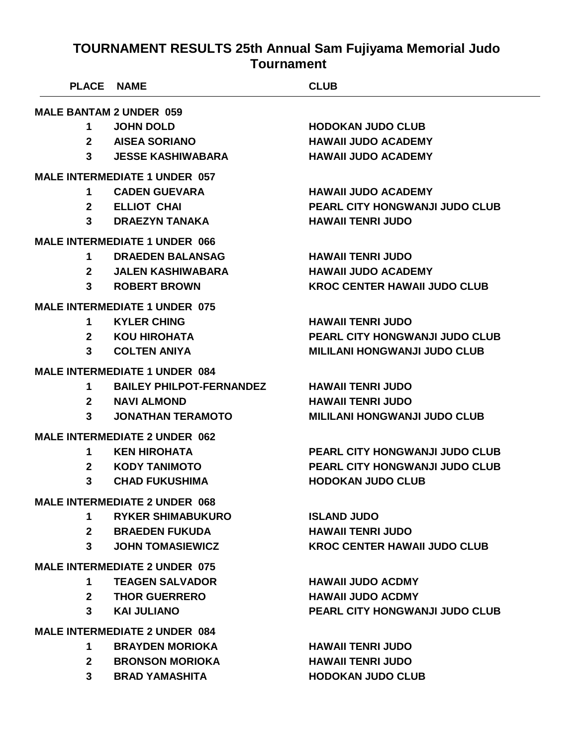# TOURNAMENT RESULTS 25th Annual Sam Fujiyama Memorial Judo Tournament

| PLACE | NAME | CLUB |
|---|---|---|
| **MALE BANTAM 2 UNDER 059** | | |
| 1 | JOHN DOLD | HODOKAN JUDO CLUB |
| 2 | AISEA SORIANO | HAWAII JUDO ACADEMY |
| 3 | JESSE KASHIWABARA | HAWAII JUDO ACADEMY |
| **MALE INTERMEDIATE 1 UNDER 057** | | |
| 1 | CADEN GUEVARA | HAWAII JUDO ACADEMY |
| 2 | ELLIOT CHAI | PEARL CITY HONGWANJI JUDO CLUB |
| 3 | DRAEZYN TANAKA | HAWAII TENRI JUDO |
| **MALE INTERMEDIATE 1 UNDER 066** | | |
| 1 | DRAEDEN BALANSAG | HAWAII TENRI JUDO |
| 2 | JALEN KASHIWABARA | HAWAII JUDO ACADEMY |
| 3 | ROBERT BROWN | KROC CENTER HAWAII JUDO CLUB |
| **MALE INTERMEDIATE 1 UNDER 075** | | |
| 1 | KYLER CHING | HAWAII TENRI JUDO |
| 2 | KOU HIROHATA | PEARL CITY HONGWANJI JUDO CLUB |
| 3 | COLTEN ANIYA | MILILANI HONGWANJI JUDO CLUB |
| **MALE INTERMEDIATE 1 UNDER 084** | | |
| 1 | BAILEY PHILPOT-FERNANDEZ | HAWAII TENRI JUDO |
| 2 | NAVI ALMOND | HAWAII TENRI JUDO |
| 3 | JONATHAN TERAMOTO | MILILANI HONGWANJI JUDO CLUB |
| **MALE INTERMEDIATE 2 UNDER 062** | | |
| 1 | KEN HIROHATA | PEARL CITY HONGWANJI JUDO CLUB |
| 2 | KODY TANIMOTO | PEARL CITY HONGWANJI JUDO CLUB |
| 3 | CHAD FUKUSHIMA | HODOKAN JUDO CLUB |
| **MALE INTERMEDIATE 2 UNDER 068** | | |
| 1 | RYKER SHIMABUKURO | ISLAND JUDO |
| 2 | BRAEDEN FUKUDA | HAWAII TENRI JUDO |
| 3 | JOHN TOMASIEWICZ | KROC CENTER HAWAII JUDO CLUB |
| **MALE INTERMEDIATE 2 UNDER 075** | | |
| 1 | TEAGEN SALVADOR | HAWAII JUDO ACDMY |
| 2 | THOR GUERRERO | HAWAII JUDO ACDMY |
| 3 | KAI JULIANO | PEARL CITY HONGWANJI JUDO CLUB |
| **MALE INTERMEDIATE 2 UNDER 084** | | |
| 1 | BRAYDEN MORIOKA | HAWAII TENRI JUDO |
| 2 | BRONSON MORIOKA | HAWAII TENRI JUDO |
| 3 | BRAD YAMASHITA | HODOKAN JUDO CLUB |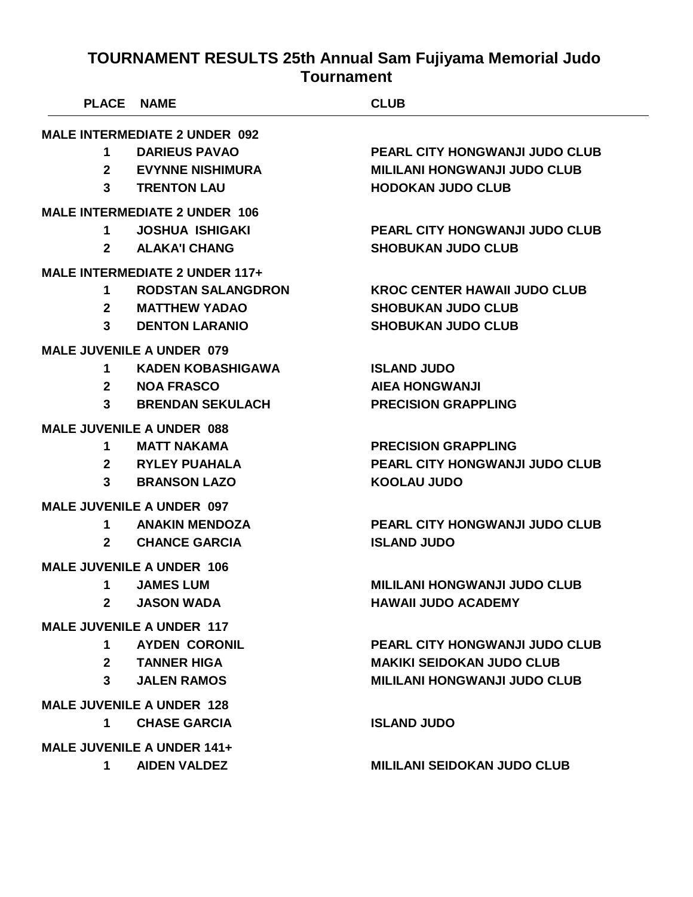# TOURNAMENT RESULTS 25th Annual Sam Fujiyama Memorial Judo Tournament

| PLACE | NAME | CLUB |
|---|---|---|
| **MALE INTERMEDIATE 2 UNDER 092** | | |
| 1 | DARIEUS PAVAO | PEARL CITY HONGWANJI JUDO CLUB |
| 2 | EVYNNE NISHIMURA | MILILANI HONGWANJI JUDO CLUB |
| 3 | TRENTON LAU | HODOKAN JUDO CLUB |
| **MALE INTERMEDIATE 2 UNDER 106** | | |
| 1 | JOSHUA ISHIGAKI | PEARL CITY HONGWANJI JUDO CLUB |
| 2 | ALAKA'I CHANG | SHOBUKAN JUDO CLUB |
| **MALE INTERMEDIATE 2 UNDER 117+** | | |
| 1 | RODSTAN SALANGDRON | KROC CENTER HAWAII JUDO CLUB |
| 2 | MATTHEW YADAO | SHOBUKAN JUDO CLUB |
| 3 | DENTON LARANIO | SHOBUKAN JUDO CLUB |
| **MALE JUVENILE A UNDER 079** | | |
| 1 | KADEN KOBASHIGAWA | ISLAND JUDO |
| 2 | NOA FRASCO | AIEA HONGWANJI |
| 3 | BRENDAN SEKULACH | PRECISION GRAPPLING |
| **MALE JUVENILE A UNDER 088** | | |
| 1 | MATT NAKAMA | PRECISION GRAPPLING |
| 2 | RYLEY PUAHALA | PEARL CITY HONGWANJI JUDO CLUB |
| 3 | BRANSON LAZO | KOOLAU JUDO |
| **MALE JUVENILE A UNDER 097** | | |
| 1 | ANAKIN MENDOZA | PEARL CITY HONGWANJI JUDO CLUB |
| 2 | CHANCE GARCIA | ISLAND JUDO |
| **MALE JUVENILE A UNDER 106** | | |
| 1 | JAMES LUM | MILILANI HONGWANJI JUDO CLUB |
| 2 | JASON WADA | HAWAII JUDO ACADEMY |
| **MALE JUVENILE A UNDER 117** | | |
| 1 | AYDEN CORONIL | PEARL CITY HONGWANJI JUDO CLUB |
| 2 | TANNER HIGA | MAKIKI SEIDOKAN JUDO CLUB |
| 3 | JALEN RAMOS | MILILANI HONGWANJI JUDO CLUB |
| **MALE JUVENILE A UNDER 128** | | |
| 1 | CHASE GARCIA | ISLAND JUDO |
| **MALE JUVENILE A UNDER 141+** | | |
| 1 | AIDEN VALDEZ | MILILANI SEIDOKAN JUDO CLUB |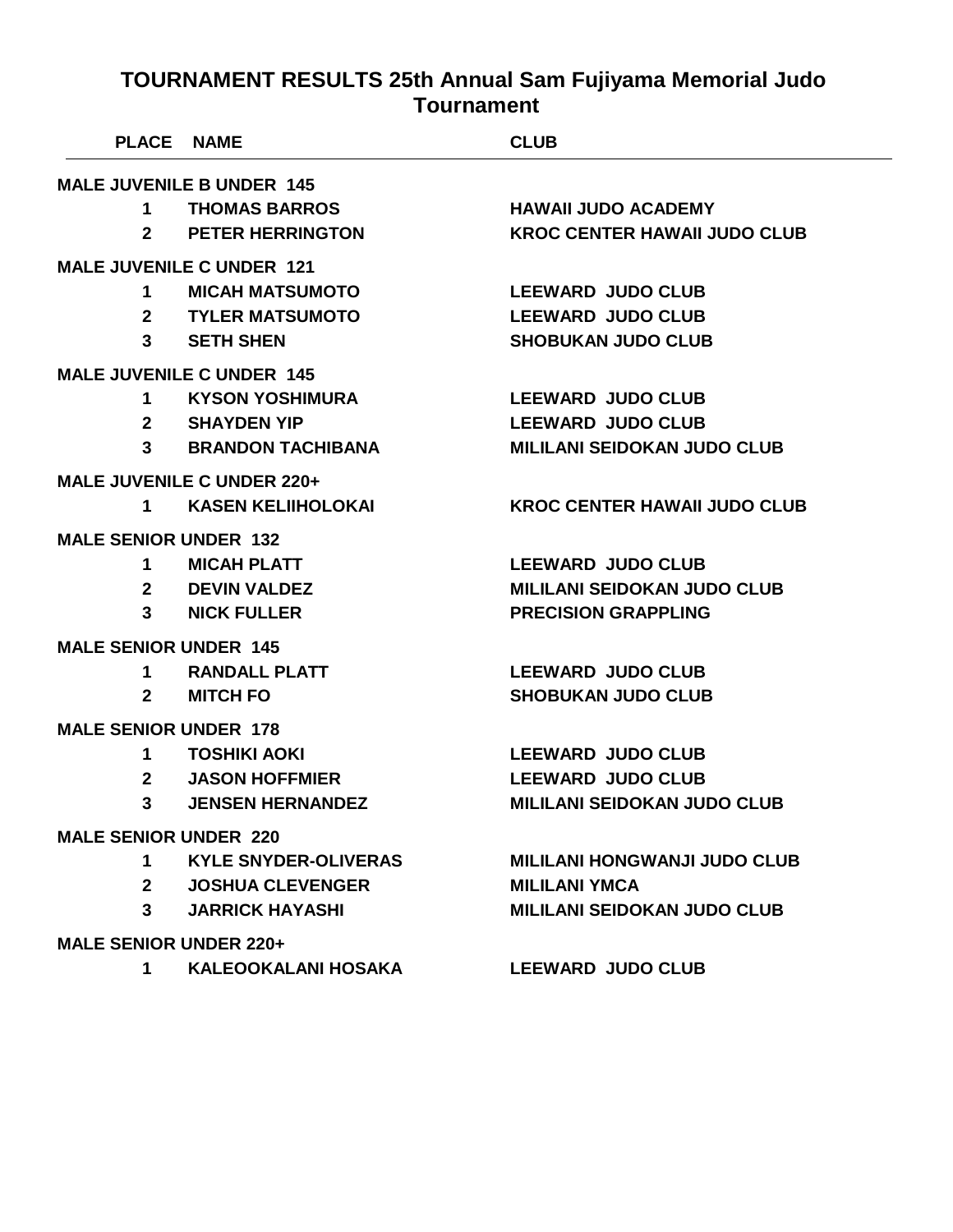# TOURNAMENT RESULTS 25th Annual Sam Fujiyama Memorial Judo Tournament

| PLACE | NAME | CLUB |
|---|---|---|
| **MALE JUVENILE B UNDER 145** | | |
| 1 | THOMAS BARROS | HAWAII JUDO ACADEMY |
| 2 | PETER HERRINGTON | KROC CENTER HAWAII JUDO CLUB |
| **MALE JUVENILE C UNDER 121** | | |
| 1 | MICAH MATSUMOTO | LEEWARD JUDO CLUB |
| 2 | TYLER MATSUMOTO | LEEWARD JUDO CLUB |
| 3 | SETH SHEN | SHOBUKAN JUDO CLUB |
| **MALE JUVENILE C UNDER 145** | | |
| 1 | KYSON YOSHIMURA | LEEWARD JUDO CLUB |
| 2 | SHAYDEN YIP | LEEWARD JUDO CLUB |
| 3 | BRANDON TACHIBANA | MILILANI SEIDOKAN JUDO CLUB |
| **MALE JUVENILE C UNDER 220+** | | |
| 1 | KASEN KELIIHOLOKAI | KROC CENTER HAWAII JUDO CLUB |
| **MALE SENIOR UNDER 132** | | |
| 1 | MICAH PLATT | LEEWARD JUDO CLUB |
| 2 | DEVIN VALDEZ | MILILANI SEIDOKAN JUDO CLUB |
| 3 | NICK FULLER | PRECISION GRAPPLING |
| **MALE SENIOR UNDER 145** | | |
| 1 | RANDALL PLATT | LEEWARD JUDO CLUB |
| 2 | MITCH FO | SHOBUKAN JUDO CLUB |
| **MALE SENIOR UNDER 178** | | |
| 1 | TOSHIKI AOKI | LEEWARD JUDO CLUB |
| 2 | JASON HOFFMIER | LEEWARD JUDO CLUB |
| 3 | JENSEN HERNANDEZ | MILILANI SEIDOKAN JUDO CLUB |
| **MALE SENIOR UNDER 220** | | |
| 1 | KYLE SNYDER-OLIVERAS | MILILANI HONGWANJI JUDO CLUB |
| 2 | JOSHUA CLEVENGER | MILILANI YMCA |
| 3 | JARRICK HAYASHI | MILILANI SEIDOKAN JUDO CLUB |
| **MALE SENIOR UNDER 220+** | | |
| 1 | KALEOOKALANI HOSAKA | LEEWARD JUDO CLUB |